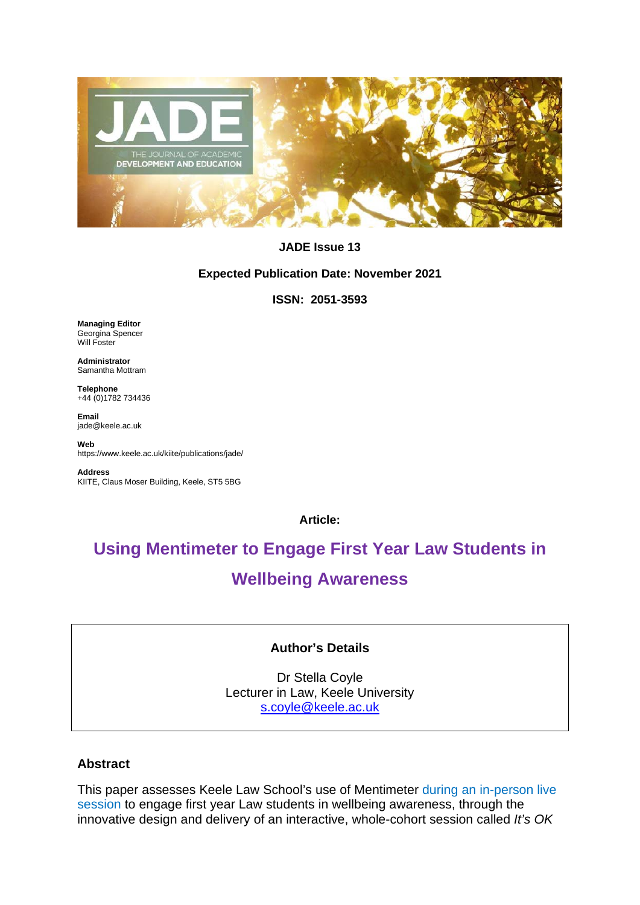**JADE Issue 13**

**Expected Publication Date: November 2021**

**ISSN: 2051-3593**

**Managing Editor**
Georgina Spencer
Will Foster

**Administrator**
Samantha Mottram

**Telephone**
+44 (0)1782 734436

**Email**
jade@keele.ac.uk

**Web**
https://www.keele.ac.uk/kiite/publications/jade/

**Address**
KIITE, Claus Moser Building, Keele, ST5 5BG

**Article:**

# Using Mentimeter to Engage First Year Law Students in Wellbeing Awareness

**Author's Details**

Dr Stella Coyle
Lecturer in Law, Keele University
s.coyle@keele.ac.uk

## Abstract

This paper assesses Keele Law School's use of Mentimeter during an in-person live session to engage first year Law students in wellbeing awareness, through the innovative design and delivery of an interactive, whole-cohort session called *It's OK*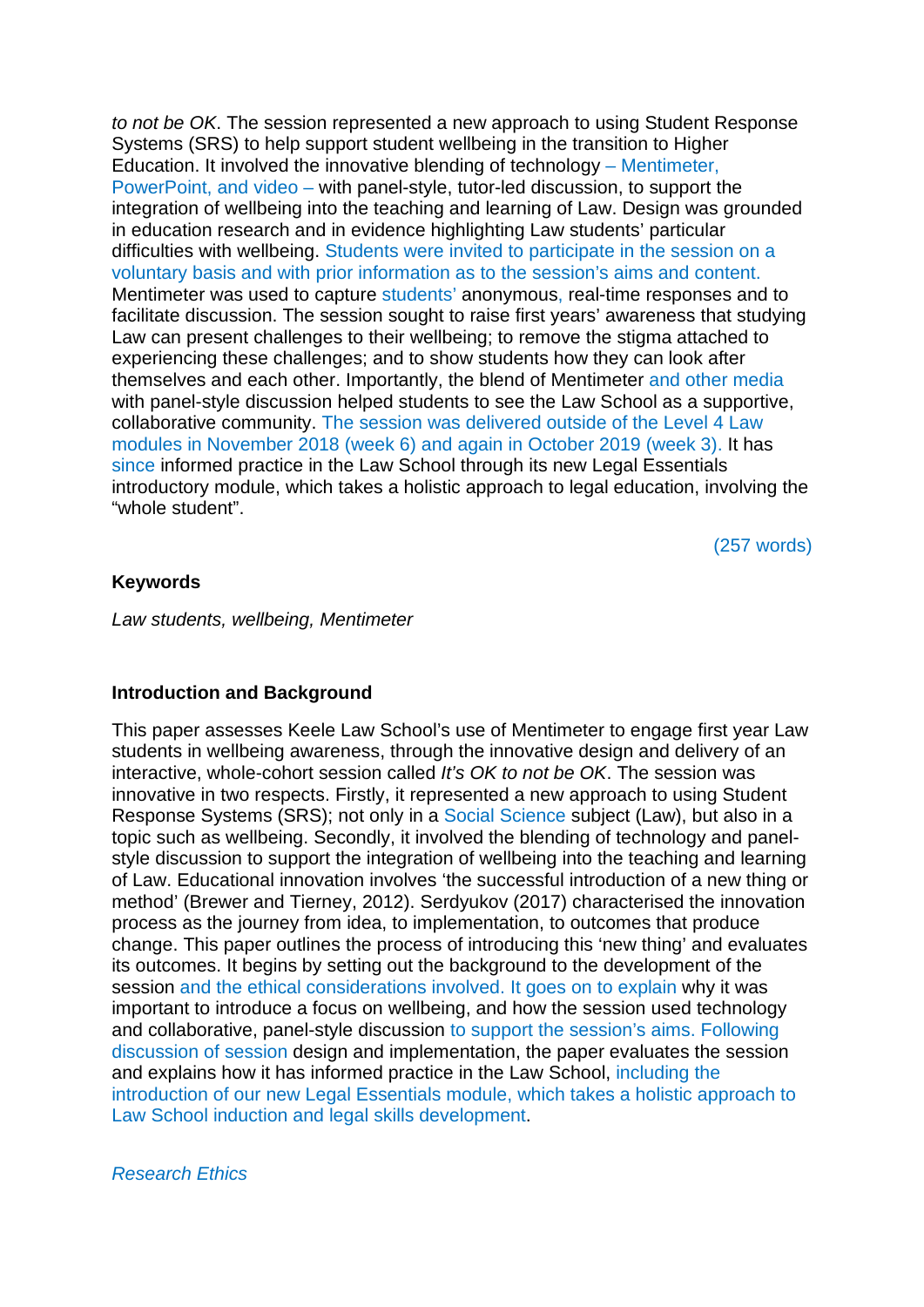*to not be OK*. The session represented a new approach to using Student Response Systems (SRS) to help support student wellbeing in the transition to Higher Education. It involved the innovative blending of technology – Mentimeter, PowerPoint, and video – with panel-style, tutor-led discussion, to support the integration of wellbeing into the teaching and learning of Law. Design was grounded in education research and in evidence highlighting Law students' particular difficulties with wellbeing. Students were invited to participate in the session on a voluntary basis and with prior information as to the session's aims and content. Mentimeter was used to capture students' anonymous, real-time responses and to facilitate discussion. The session sought to raise first years' awareness that studying Law can present challenges to their wellbeing; to remove the stigma attached to experiencing these challenges; and to show students how they can look after themselves and each other. Importantly, the blend of Mentimeter and other media with panel-style discussion helped students to see the Law School as a supportive, collaborative community. The session was delivered outside of the Level 4 Law modules in November 2018 (week 6) and again in October 2019 (week 3). It has since informed practice in the Law School through its new Legal Essentials introductory module, which takes a holistic approach to legal education, involving the "whole student".

(257 words)

**Keywords**

*Law students, wellbeing, Mentimeter*

**Introduction and Background**

This paper assesses Keele Law School's use of Mentimeter to engage first year Law students in wellbeing awareness, through the innovative design and delivery of an interactive, whole-cohort session called *It's OK to not be OK*. The session was innovative in two respects. Firstly, it represented a new approach to using Student Response Systems (SRS); not only in a Social Science subject (Law), but also in a topic such as wellbeing. Secondly, it involved the blending of technology and panel-style discussion to support the integration of wellbeing into the teaching and learning of Law. Educational innovation involves 'the successful introduction of a new thing or method' (Brewer and Tierney, 2012). Serdyukov (2017) characterised the innovation process as the journey from idea, to implementation, to outcomes that produce change. This paper outlines the process of introducing this 'new thing' and evaluates its outcomes. It begins by setting out the background to the development of the session and the ethical considerations involved. It goes on to explain why it was important to introduce a focus on wellbeing, and how the session used technology and collaborative, panel-style discussion to support the session's aims. Following discussion of session design and implementation, the paper evaluates the session and explains how it has informed practice in the Law School, including the introduction of our new Legal Essentials module, which takes a holistic approach to Law School induction and legal skills development.

*Research Ethics*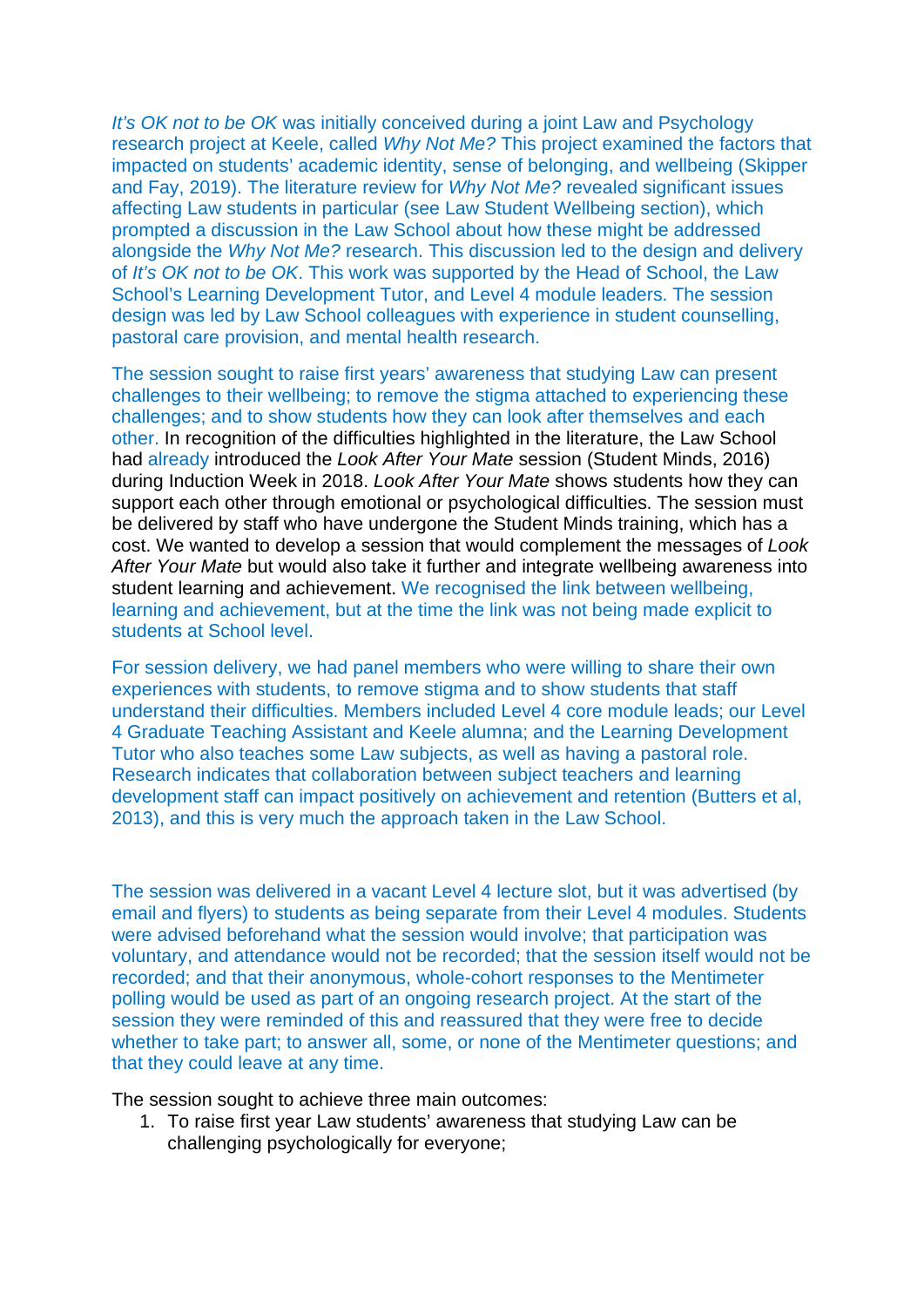*It's OK not to be OK* was initially conceived during a joint Law and Psychology research project at Keele, called *Why Not Me?* This project examined the factors that impacted on students' academic identity, sense of belonging, and wellbeing (Skipper and Fay, 2019). The literature review for *Why Not Me?* revealed significant issues affecting Law students in particular (see Law Student Wellbeing section), which prompted a discussion in the Law School about how these might be addressed alongside the *Why Not Me?* research. This discussion led to the design and delivery of *It's OK not to be OK*. This work was supported by the Head of School, the Law School's Learning Development Tutor, and Level 4 module leaders. The session design was led by Law School colleagues with experience in student counselling, pastoral care provision, and mental health research.

The session sought to raise first years' awareness that studying Law can present challenges to their wellbeing; to remove the stigma attached to experiencing these challenges; and to show students how they can look after themselves and each other. In recognition of the difficulties highlighted in the literature, the Law School had already introduced the *Look After Your Mate* session (Student Minds, 2016) during Induction Week in 2018. *Look After Your Mate* shows students how they can support each other through emotional or psychological difficulties. The session must be delivered by staff who have undergone the Student Minds training, which has a cost. We wanted to develop a session that would complement the messages of *Look After Your Mate* but would also take it further and integrate wellbeing awareness into student learning and achievement. We recognised the link between wellbeing, learning and achievement, but at the time the link was not being made explicit to students at School level.

For session delivery, we had panel members who were willing to share their own experiences with students, to remove stigma and to show students that staff understand their difficulties. Members included Level 4 core module leads; our Level 4 Graduate Teaching Assistant and Keele alumna; and the Learning Development Tutor who also teaches some Law subjects, as well as having a pastoral role. Research indicates that collaboration between subject teachers and learning development staff can impact positively on achievement and retention (Butters et al, 2013), and this is very much the approach taken in the Law School.

The session was delivered in a vacant Level 4 lecture slot, but it was advertised (by email and flyers) to students as being separate from their Level 4 modules. Students were advised beforehand what the session would involve; that participation was voluntary, and attendance would not be recorded; that the session itself would not be recorded; and that their anonymous, whole-cohort responses to the Mentimeter polling would be used as part of an ongoing research project. At the start of the session they were reminded of this and reassured that they were free to decide whether to take part; to answer all, some, or none of the Mentimeter questions; and that they could leave at any time.

The session sought to achieve three main outcomes:

1. To raise first year Law students' awareness that studying Law can be challenging psychologically for everyone;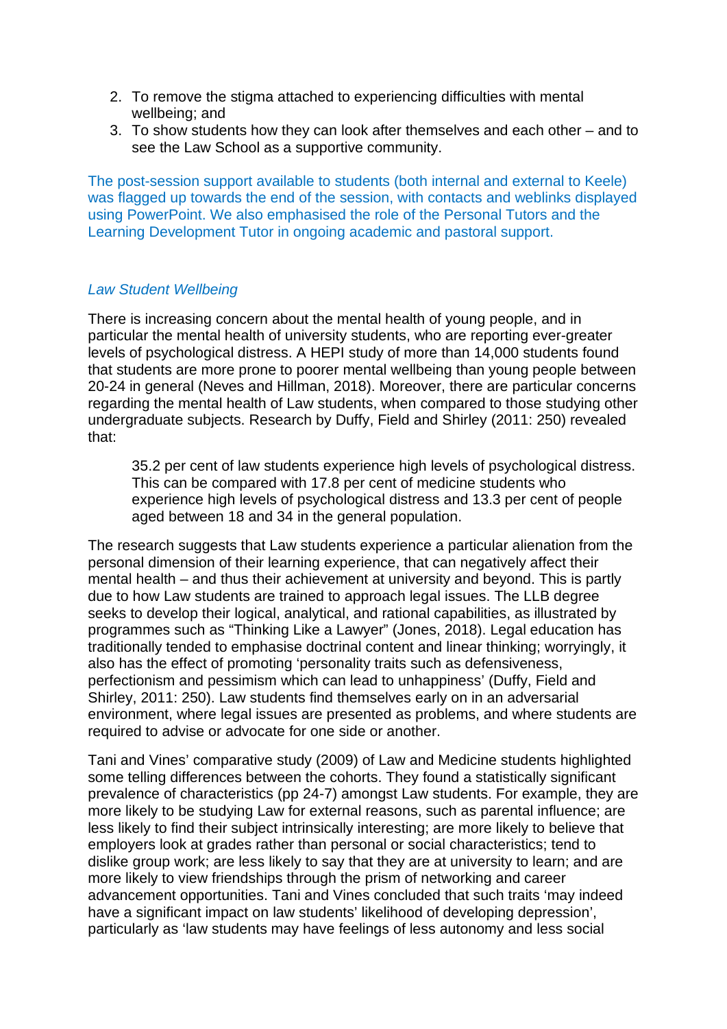2. To remove the stigma attached to experiencing difficulties with mental wellbeing; and
3. To show students how they can look after themselves and each other – and to see the Law School as a supportive community.

The post-session support available to students (both internal and external to Keele) was flagged up towards the end of the session, with contacts and weblinks displayed using PowerPoint. We also emphasised the role of the Personal Tutors and the Learning Development Tutor in ongoing academic and pastoral support.

### *Law Student Wellbeing*

There is increasing concern about the mental health of young people, and in particular the mental health of university students, who are reporting ever-greater levels of psychological distress. A HEPI study of more than 14,000 students found that students are more prone to poorer mental wellbeing than young people between 20-24 in general (Neves and Hillman, 2018). Moreover, there are particular concerns regarding the mental health of Law students, when compared to those studying other undergraduate subjects. Research by Duffy, Field and Shirley (2011: 250) revealed that:

> 35.2 per cent of law students experience high levels of psychological distress. This can be compared with 17.8 per cent of medicine students who experience high levels of psychological distress and 13.3 per cent of people aged between 18 and 34 in the general population.

The research suggests that Law students experience a particular alienation from the personal dimension of their learning experience, that can negatively affect their mental health – and thus their achievement at university and beyond. This is partly due to how Law students are trained to approach legal issues. The LLB degree seeks to develop their logical, analytical, and rational capabilities, as illustrated by programmes such as "Thinking Like a Lawyer" (Jones, 2018). Legal education has traditionally tended to emphasise doctrinal content and linear thinking; worryingly, it also has the effect of promoting 'personality traits such as defensiveness, perfectionism and pessimism which can lead to unhappiness' (Duffy, Field and Shirley, 2011: 250). Law students find themselves early on in an adversarial environment, where legal issues are presented as problems, and where students are required to advise or advocate for one side or another.

Tani and Vines' comparative study (2009) of Law and Medicine students highlighted some telling differences between the cohorts. They found a statistically significant prevalence of characteristics (pp 24-7) amongst Law students. For example, they are more likely to be studying Law for external reasons, such as parental influence; are less likely to find their subject intrinsically interesting; are more likely to believe that employers look at grades rather than personal or social characteristics; tend to dislike group work; are less likely to say that they are at university to learn; and are more likely to view friendships through the prism of networking and career advancement opportunities. Tani and Vines concluded that such traits 'may indeed have a significant impact on law students' likelihood of developing depression', particularly as 'law students may have feelings of less autonomy and less social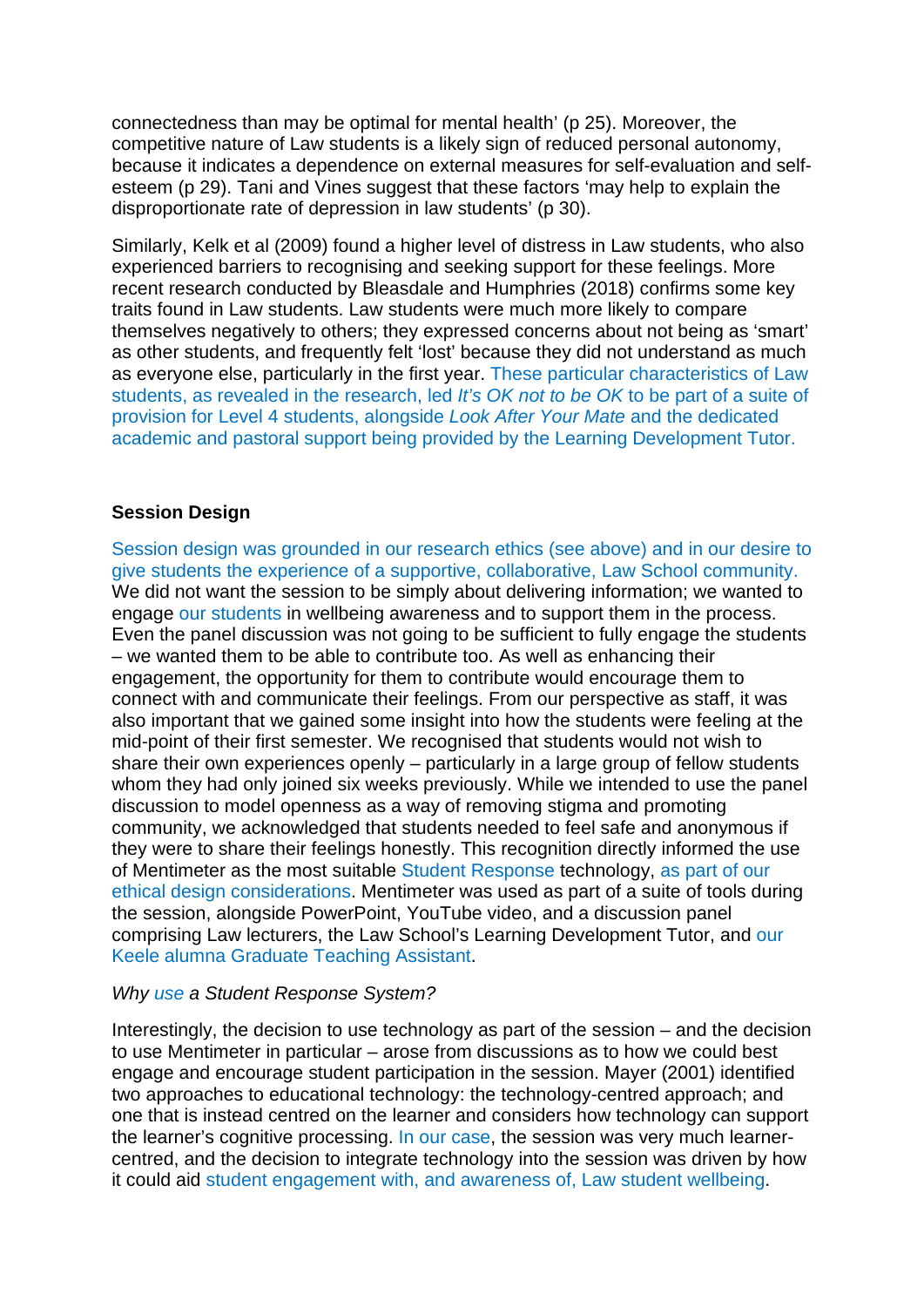connectedness than may be optimal for mental health' (p 25). Moreover, the competitive nature of Law students is a likely sign of reduced personal autonomy, because it indicates a dependence on external measures for self-evaluation and self-esteem (p 29). Tani and Vines suggest that these factors 'may help to explain the disproportionate rate of depression in law students' (p 30).

Similarly, Kelk et al (2009) found a higher level of distress in Law students, who also experienced barriers to recognising and seeking support for these feelings. More recent research conducted by Bleasdale and Humphries (2018) confirms some key traits found in Law students. Law students were much more likely to compare themselves negatively to others; they expressed concerns about not being as 'smart' as other students, and frequently felt 'lost' because they did not understand as much as everyone else, particularly in the first year. These particular characteristics of Law students, as revealed in the research, led *It's OK not to be OK* to be part of a suite of provision for Level 4 students, alongside *Look After Your Mate* and the dedicated academic and pastoral support being provided by the Learning Development Tutor.

**Session Design**

Session design was grounded in our research ethics (see above) and in our desire to give students the experience of a supportive, collaborative, Law School community. We did not want the session to be simply about delivering information; we wanted to engage our students in wellbeing awareness and to support them in the process. Even the panel discussion was not going to be sufficient to fully engage the students – we wanted them to be able to contribute too. As well as enhancing their engagement, the opportunity for them to contribute would encourage them to connect with and communicate their feelings. From our perspective as staff, it was also important that we gained some insight into how the students were feeling at the mid-point of their first semester. We recognised that students would not wish to share their own experiences openly – particularly in a large group of fellow students whom they had only joined six weeks previously. While we intended to use the panel discussion to model openness as a way of removing stigma and promoting community, we acknowledged that students needed to feel safe and anonymous if they were to share their feelings honestly. This recognition directly informed the use of Mentimeter as the most suitable Student Response technology, as part of our ethical design considerations. Mentimeter was used as part of a suite of tools during the session, alongside PowerPoint, YouTube video, and a discussion panel comprising Law lecturers, the Law School's Learning Development Tutor, and our Keele alumna Graduate Teaching Assistant.

*Why use a Student Response System?*

Interestingly, the decision to use technology as part of the session – and the decision to use Mentimeter in particular – arose from discussions as to how we could best engage and encourage student participation in the session. Mayer (2001) identified two approaches to educational technology: the technology-centred approach; and one that is instead centred on the learner and considers how technology can support the learner's cognitive processing. In our case, the session was very much learner-centred, and the decision to integrate technology into the session was driven by how it could aid student engagement with, and awareness of, Law student wellbeing.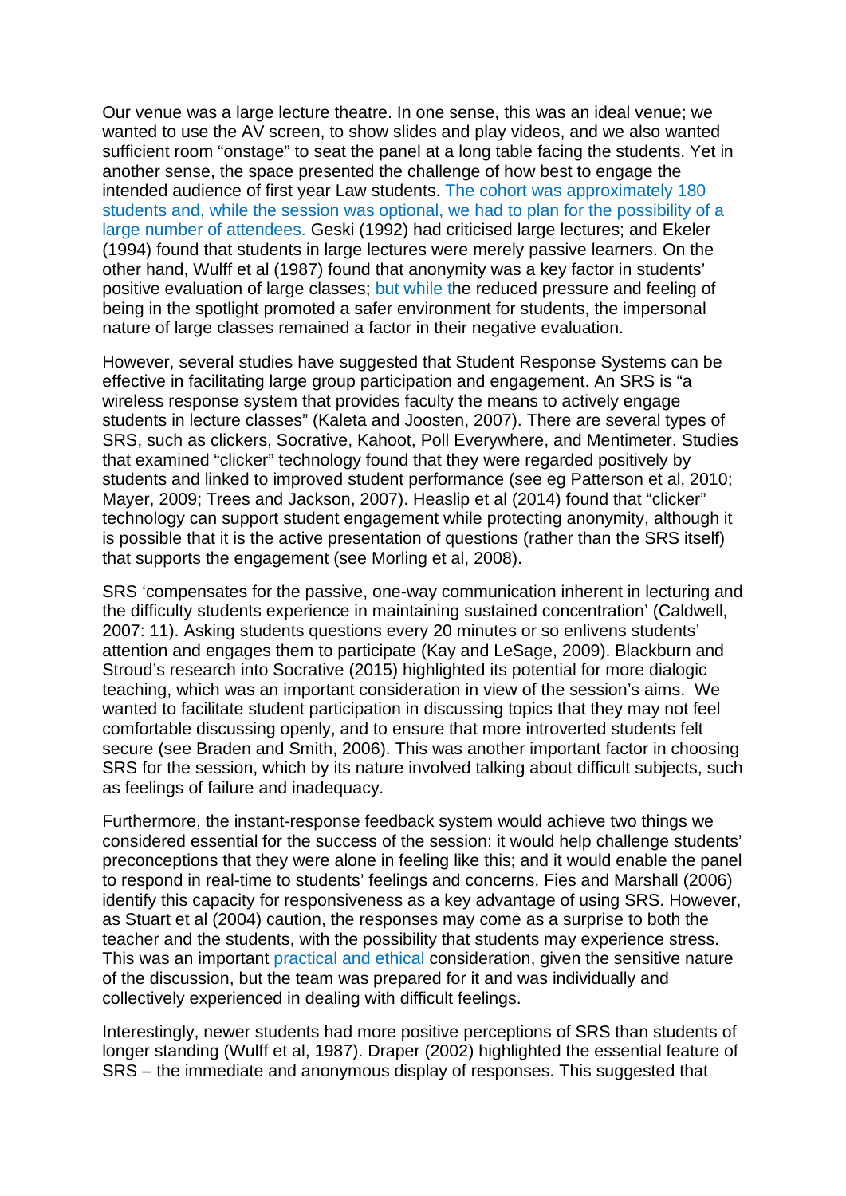Our venue was a large lecture theatre. In one sense, this was an ideal venue; we wanted to use the AV screen, to show slides and play videos, and we also wanted sufficient room "onstage" to seat the panel at a long table facing the students. Yet in another sense, the space presented the challenge of how best to engage the intended audience of first year Law students. The cohort was approximately 180 students and, while the session was optional, we had to plan for the possibility of a large number of attendees. Geski (1992) had criticised large lectures; and Ekeler (1994) found that students in large lectures were merely passive learners. On the other hand, Wulff et al (1987) found that anonymity was a key factor in students' positive evaluation of large classes; but while the reduced pressure and feeling of being in the spotlight promoted a safer environment for students, the impersonal nature of large classes remained a factor in their negative evaluation.

However, several studies have suggested that Student Response Systems can be effective in facilitating large group participation and engagement. An SRS is "a wireless response system that provides faculty the means to actively engage students in lecture classes" (Kaleta and Joosten, 2007). There are several types of SRS, such as clickers, Socrative, Kahoot, Poll Everywhere, and Mentimeter. Studies that examined "clicker" technology found that they were regarded positively by students and linked to improved student performance (see eg Patterson et al, 2010; Mayer, 2009; Trees and Jackson, 2007). Heaslip et al (2014) found that "clicker" technology can support student engagement while protecting anonymity, although it is possible that it is the active presentation of questions (rather than the SRS itself) that supports the engagement (see Morling et al, 2008).

SRS 'compensates for the passive, one-way communication inherent in lecturing and the difficulty students experience in maintaining sustained concentration' (Caldwell, 2007: 11). Asking students questions every 20 minutes or so enlivens students' attention and engages them to participate (Kay and LeSage, 2009). Blackburn and Stroud's research into Socrative (2015) highlighted its potential for more dialogic teaching, which was an important consideration in view of the session's aims. We wanted to facilitate student participation in discussing topics that they may not feel comfortable discussing openly, and to ensure that more introverted students felt secure (see Braden and Smith, 2006). This was another important factor in choosing SRS for the session, which by its nature involved talking about difficult subjects, such as feelings of failure and inadequacy.

Furthermore, the instant-response feedback system would achieve two things we considered essential for the success of the session: it would help challenge students' preconceptions that they were alone in feeling like this; and it would enable the panel to respond in real-time to students' feelings and concerns. Fies and Marshall (2006) identify this capacity for responsiveness as a key advantage of using SRS. However, as Stuart et al (2004) caution, the responses may come as a surprise to both the teacher and the students, with the possibility that students may experience stress. This was an important practical and ethical consideration, given the sensitive nature of the discussion, but the team was prepared for it and was individually and collectively experienced in dealing with difficult feelings.

Interestingly, newer students had more positive perceptions of SRS than students of longer standing (Wulff et al, 1987). Draper (2002) highlighted the essential feature of SRS – the immediate and anonymous display of responses. This suggested that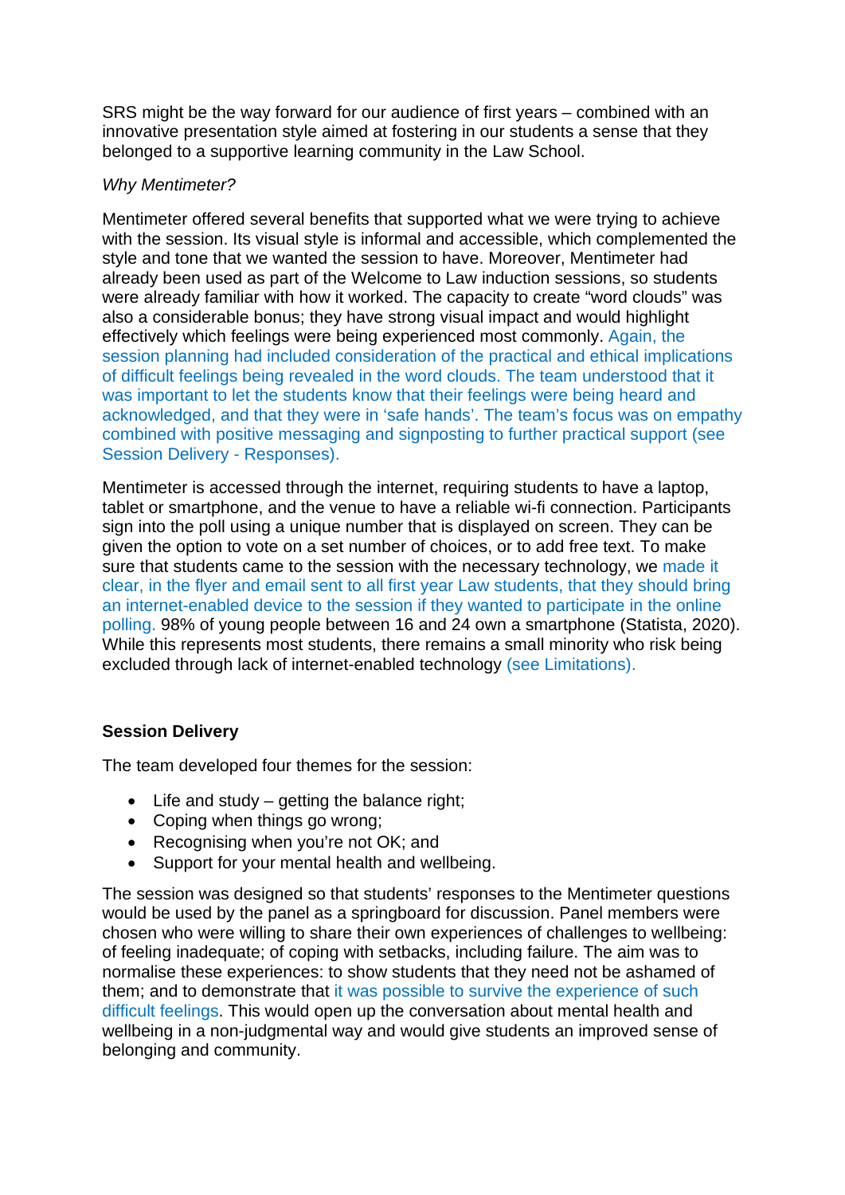SRS might be the way forward for our audience of first years – combined with an innovative presentation style aimed at fostering in our students a sense that they belonged to a supportive learning community in the Law School.

*Why Mentimeter?*

Mentimeter offered several benefits that supported what we were trying to achieve with the session. Its visual style is informal and accessible, which complemented the style and tone that we wanted the session to have. Moreover, Mentimeter had already been used as part of the Welcome to Law induction sessions, so students were already familiar with how it worked. The capacity to create "word clouds" was also a considerable bonus; they have strong visual impact and would highlight effectively which feelings were being experienced most commonly. Again, the session planning had included consideration of the practical and ethical implications of difficult feelings being revealed in the word clouds. The team understood that it was important to let the students know that their feelings were being heard and acknowledged, and that they were in 'safe hands'. The team's focus was on empathy combined with positive messaging and signposting to further practical support (see Session Delivery - Responses).

Mentimeter is accessed through the internet, requiring students to have a laptop, tablet or smartphone, and the venue to have a reliable wi-fi connection. Participants sign into the poll using a unique number that is displayed on screen. They can be given the option to vote on a set number of choices, or to add free text. To make sure that students came to the session with the necessary technology, we made it clear, in the flyer and email sent to all first year Law students, that they should bring an internet-enabled device to the session if they wanted to participate in the online polling. 98% of young people between 16 and 24 own a smartphone (Statista, 2020). While this represents most students, there remains a small minority who risk being excluded through lack of internet-enabled technology (see Limitations).

**Session Delivery**

The team developed four themes for the session:

- Life and study – getting the balance right;
- Coping when things go wrong;
- Recognising when you're not OK; and
- Support for your mental health and wellbeing.

The session was designed so that students' responses to the Mentimeter questions would be used by the panel as a springboard for discussion. Panel members were chosen who were willing to share their own experiences of challenges to wellbeing: of feeling inadequate; of coping with setbacks, including failure. The aim was to normalise these experiences: to show students that they need not be ashamed of them; and to demonstrate that it was possible to survive the experience of such difficult feelings. This would open up the conversation about mental health and wellbeing in a non-judgmental way and would give students an improved sense of belonging and community.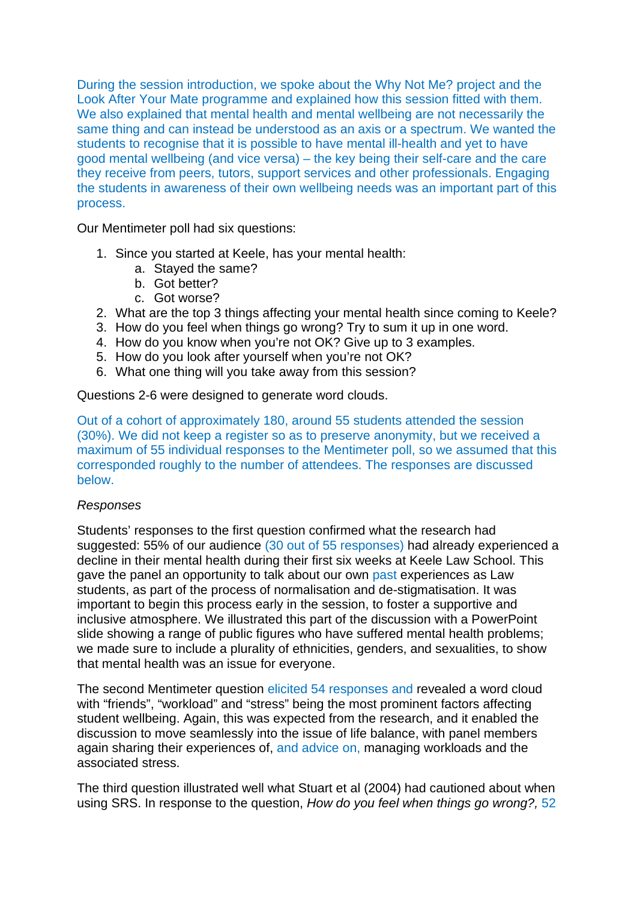During the session introduction, we spoke about the Why Not Me? project and the Look After Your Mate programme and explained how this session fitted with them. We also explained that mental health and mental wellbeing are not necessarily the same thing and can instead be understood as an axis or a spectrum. We wanted the students to recognise that it is possible to have mental ill-health and yet to have good mental wellbeing (and vice versa) – the key being their self-care and the care they receive from peers, tutors, support services and other professionals. Engaging the students in awareness of their own wellbeing needs was an important part of this process.

Our Mentimeter poll had six questions:

1. Since you started at Keele, has your mental health:
   a. Stayed the same?
   b. Got better?
   c. Got worse?
2. What are the top 3 things affecting your mental health since coming to Keele?
3. How do you feel when things go wrong? Try to sum it up in one word.
4. How do you know when you're not OK? Give up to 3 examples.
5. How do you look after yourself when you're not OK?
6. What one thing will you take away from this session?

Questions 2-6 were designed to generate word clouds.

Out of a cohort of approximately 180, around 55 students attended the session (30%). We did not keep a register so as to preserve anonymity, but we received a maximum of 55 individual responses to the Mentimeter poll, so we assumed that this corresponded roughly to the number of attendees. The responses are discussed below.

*Responses*

Students' responses to the first question confirmed what the research had suggested: 55% of our audience (30 out of 55 responses) had already experienced a decline in their mental health during their first six weeks at Keele Law School. This gave the panel an opportunity to talk about our own past experiences as Law students, as part of the process of normalisation and de-stigmatisation. It was important to begin this process early in the session, to foster a supportive and inclusive atmosphere. We illustrated this part of the discussion with a PowerPoint slide showing a range of public figures who have suffered mental health problems; we made sure to include a plurality of ethnicities, genders, and sexualities, to show that mental health was an issue for everyone.

The second Mentimeter question elicited 54 responses and revealed a word cloud with "friends", "workload" and "stress" being the most prominent factors affecting student wellbeing. Again, this was expected from the research, and it enabled the discussion to move seamlessly into the issue of life balance, with panel members again sharing their experiences of, and advice on, managing workloads and the associated stress.

The third question illustrated well what Stuart et al (2004) had cautioned about when using SRS. In response to the question, *How do you feel when things go wrong?,* 52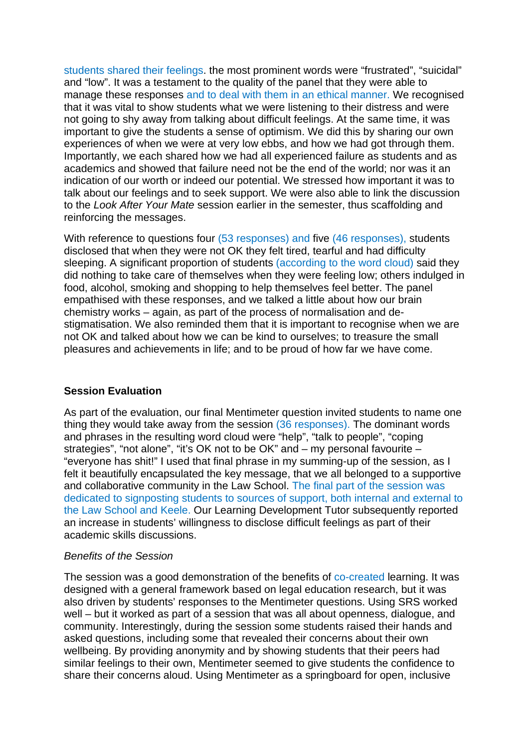students shared their feelings. the most prominent words were "frustrated", "suicidal" and "low". It was a testament to the quality of the panel that they were able to manage these responses and to deal with them in an ethical manner. We recognised that it was vital to show students what we were listening to their distress and were not going to shy away from talking about difficult feelings. At the same time, it was important to give the students a sense of optimism. We did this by sharing our own experiences of when we were at very low ebbs, and how we had got through them. Importantly, we each shared how we had all experienced failure as students and as academics and showed that failure need not be the end of the world; nor was it an indication of our worth or indeed our potential. We stressed how important it was to talk about our feelings and to seek support. We were also able to link the discussion to the *Look After Your Mate* session earlier in the semester, thus scaffolding and reinforcing the messages.

With reference to questions four (53 responses) and five (46 responses), students disclosed that when they were not OK they felt tired, tearful and had difficulty sleeping. A significant proportion of students (according to the word cloud) said they did nothing to take care of themselves when they were feeling low; others indulged in food, alcohol, smoking and shopping to help themselves feel better. The panel empathised with these responses, and we talked a little about how our brain chemistry works – again, as part of the process of normalisation and de-stigmatisation. We also reminded them that it is important to recognise when we are not OK and talked about how we can be kind to ourselves; to treasure the small pleasures and achievements in life; and to be proud of how far we have come.

**Session Evaluation**

As part of the evaluation, our final Mentimeter question invited students to name one thing they would take away from the session (36 responses). The dominant words and phrases in the resulting word cloud were "help", "talk to people", "coping strategies", "not alone", "it's OK not to be OK" and – my personal favourite – "everyone has shit!" I used that final phrase in my summing-up of the session, as I felt it beautifully encapsulated the key message, that we all belonged to a supportive and collaborative community in the Law School. The final part of the session was dedicated to signposting students to sources of support, both internal and external to the Law School and Keele. Our Learning Development Tutor subsequently reported an increase in students' willingness to disclose difficult feelings as part of their academic skills discussions.

*Benefits of the Session*

The session was a good demonstration of the benefits of co-created learning. It was designed with a general framework based on legal education research, but it was also driven by students' responses to the Mentimeter questions. Using SRS worked well – but it worked as part of a session that was all about openness, dialogue, and community. Interestingly, during the session some students raised their hands and asked questions, including some that revealed their concerns about their own wellbeing. By providing anonymity and by showing students that their peers had similar feelings to their own, Mentimeter seemed to give students the confidence to share their concerns aloud. Using Mentimeter as a springboard for open, inclusive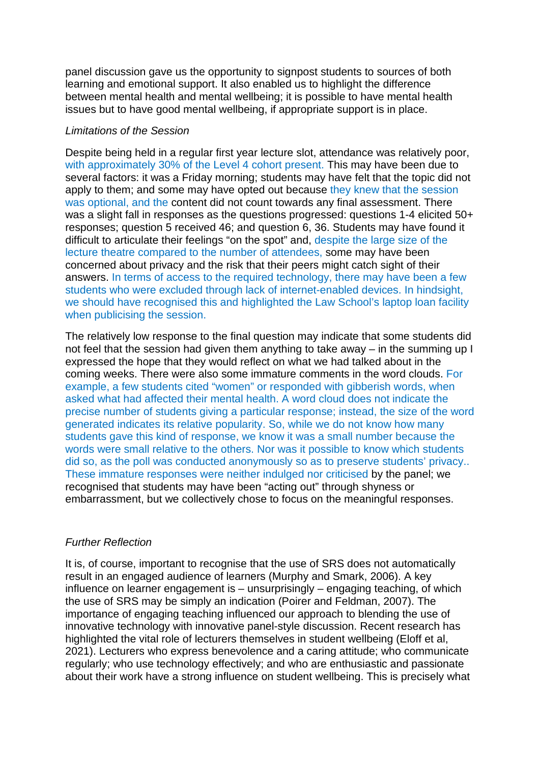panel discussion gave us the opportunity to signpost students to sources of both learning and emotional support. It also enabled us to highlight the difference between mental health and mental wellbeing; it is possible to have mental health issues but to have good mental wellbeing, if appropriate support is in place.

*Limitations of the Session*

Despite being held in a regular first year lecture slot, attendance was relatively poor, with approximately 30% of the Level 4 cohort present. This may have been due to several factors: it was a Friday morning; students may have felt that the topic did not apply to them; and some may have opted out because they knew that the session was optional, and the content did not count towards any final assessment. There was a slight fall in responses as the questions progressed: questions 1-4 elicited 50+ responses; question 5 received 46; and question 6, 36. Students may have found it difficult to articulate their feelings "on the spot" and, despite the large size of the lecture theatre compared to the number of attendees, some may have been concerned about privacy and the risk that their peers might catch sight of their answers. In terms of access to the required technology, there may have been a few students who were excluded through lack of internet-enabled devices. In hindsight, we should have recognised this and highlighted the Law School's laptop loan facility when publicising the session.

The relatively low response to the final question may indicate that some students did not feel that the session had given them anything to take away – in the summing up I expressed the hope that they would reflect on what we had talked about in the coming weeks. There were also some immature comments in the word clouds. For example, a few students cited "women" or responded with gibberish words, when asked what had affected their mental health. A word cloud does not indicate the precise number of students giving a particular response; instead, the size of the word generated indicates its relative popularity. So, while we do not know how many students gave this kind of response, we know it was a small number because the words were small relative to the others. Nor was it possible to know which students did so, as the poll was conducted anonymously so as to preserve students' privacy.. These immature responses were neither indulged nor criticised by the panel; we recognised that students may have been "acting out" through shyness or embarrassment, but we collectively chose to focus on the meaningful responses.

*Further Reflection*

It is, of course, important to recognise that the use of SRS does not automatically result in an engaged audience of learners (Murphy and Smark, 2006). A key influence on learner engagement is – unsurprisingly – engaging teaching, of which the use of SRS may be simply an indication (Poirer and Feldman, 2007). The importance of engaging teaching influenced our approach to blending the use of innovative technology with innovative panel-style discussion. Recent research has highlighted the vital role of lecturers themselves in student wellbeing (Eloff et al, 2021). Lecturers who express benevolence and a caring attitude; who communicate regularly; who use technology effectively; and who are enthusiastic and passionate about their work have a strong influence on student wellbeing. This is precisely what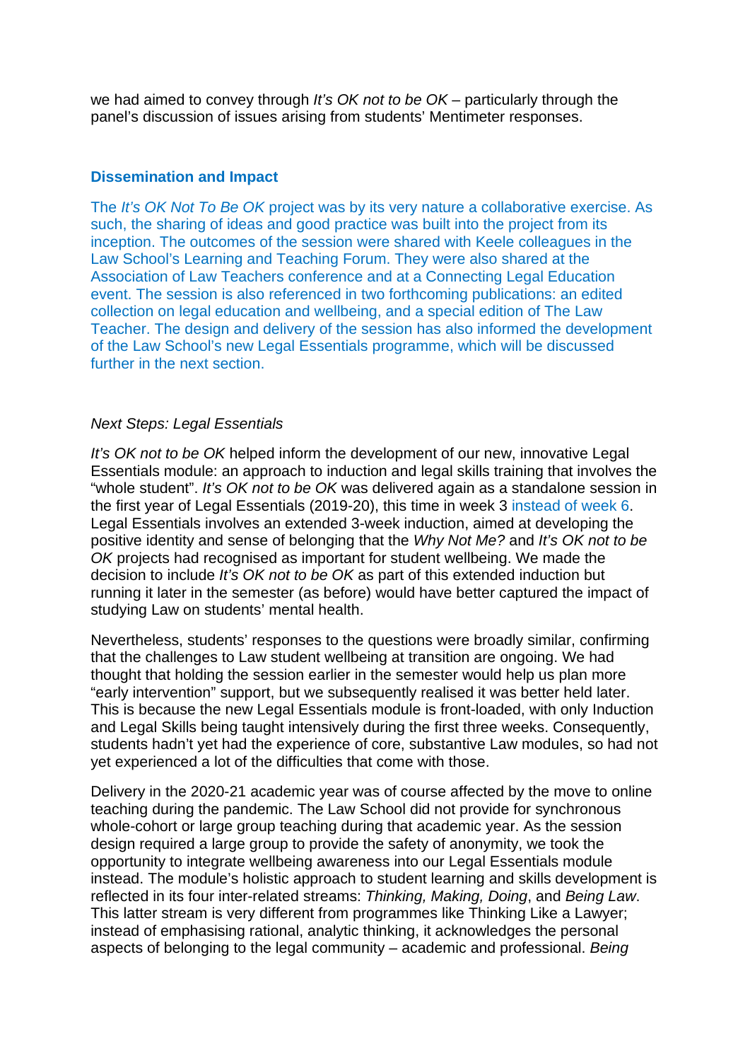we had aimed to convey through *It's OK not to be OK* – particularly through the panel's discussion of issues arising from students' Mentimeter responses.

## Dissemination and Impact

The *It's OK Not To Be OK* project was by its very nature a collaborative exercise. As such, the sharing of ideas and good practice was built into the project from its inception. The outcomes of the session were shared with Keele colleagues in the Law School's Learning and Teaching Forum. They were also shared at the Association of Law Teachers conference and at a Connecting Legal Education event. The session is also referenced in two forthcoming publications: an edited collection on legal education and wellbeing, and a special edition of The Law Teacher. The design and delivery of the session has also informed the development of the Law School's new Legal Essentials programme, which will be discussed further in the next section.

### *Next Steps: Legal Essentials*

*It's OK not to be OK* helped inform the development of our new, innovative Legal Essentials module: an approach to induction and legal skills training that involves the "whole student". *It's OK not to be OK* was delivered again as a standalone session in the first year of Legal Essentials (2019-20), this time in week 3 instead of week 6. Legal Essentials involves an extended 3-week induction, aimed at developing the positive identity and sense of belonging that the *Why Not Me?* and *It's OK not to be OK* projects had recognised as important for student wellbeing. We made the decision to include *It's OK not to be OK* as part of this extended induction but running it later in the semester (as before) would have better captured the impact of studying Law on students' mental health.

Nevertheless, students' responses to the questions were broadly similar, confirming that the challenges to Law student wellbeing at transition are ongoing. We had thought that holding the session earlier in the semester would help us plan more "early intervention" support, but we subsequently realised it was better held later. This is because the new Legal Essentials module is front-loaded, with only Induction and Legal Skills being taught intensively during the first three weeks. Consequently, students hadn't yet had the experience of core, substantive Law modules, so had not yet experienced a lot of the difficulties that come with those.

Delivery in the 2020-21 academic year was of course affected by the move to online teaching during the pandemic. The Law School did not provide for synchronous whole-cohort or large group teaching during that academic year. As the session design required a large group to provide the safety of anonymity, we took the opportunity to integrate wellbeing awareness into our Legal Essentials module instead. The module's holistic approach to student learning and skills development is reflected in its four inter-related streams: *Thinking, Making, Doing*, and *Being Law*. This latter stream is very different from programmes like Thinking Like a Lawyer; instead of emphasising rational, analytic thinking, it acknowledges the personal aspects of belonging to the legal community – academic and professional. *Being*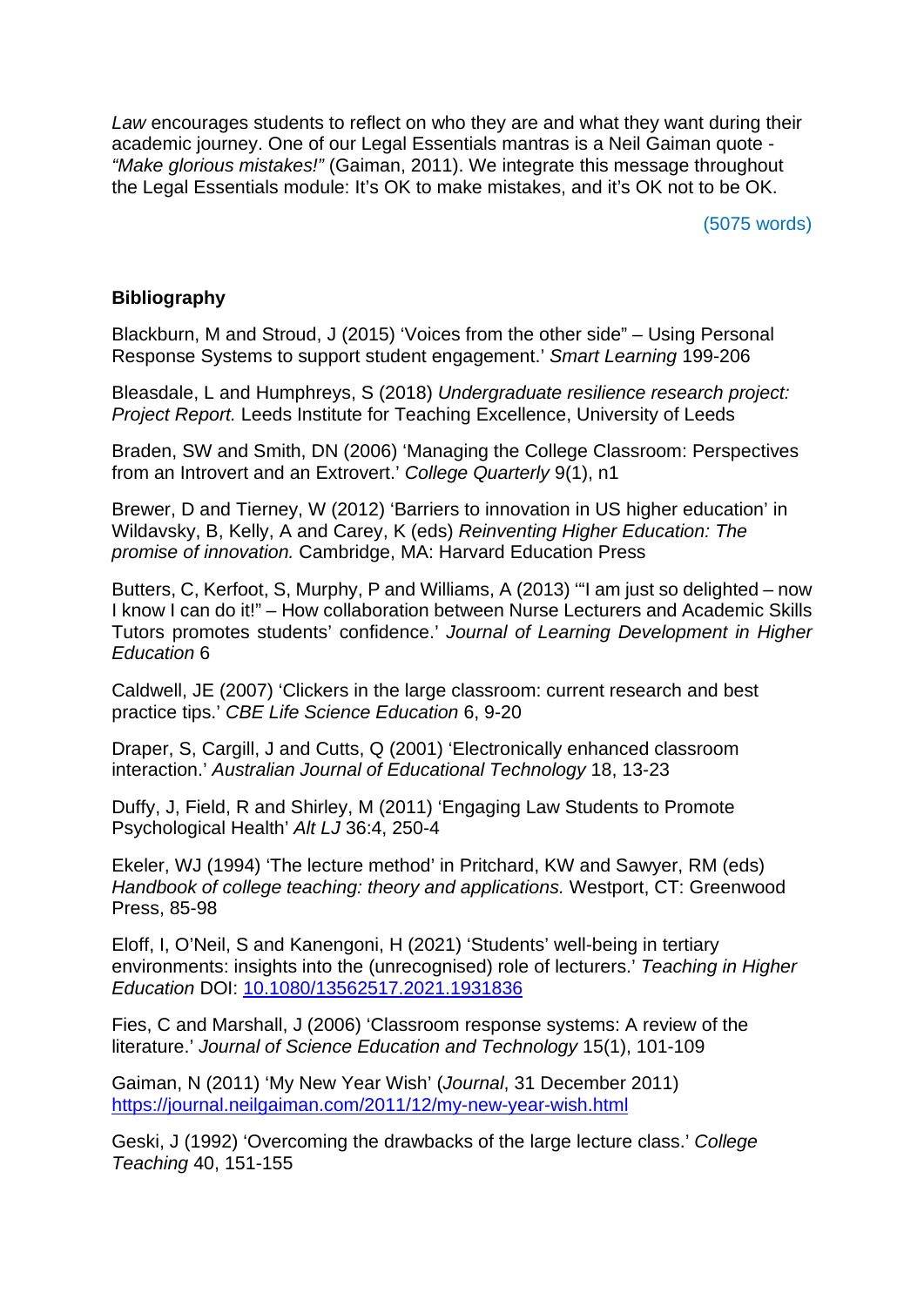*Law* encourages students to reflect on who they are and what they want during their academic journey. One of our Legal Essentials mantras is a Neil Gaiman quote - *"Make glorious mistakes!"* (Gaiman, 2011). We integrate this message throughout the Legal Essentials module: It's OK to make mistakes, and it's OK not to be OK.

(5075 words)

**Bibliography**

Blackburn, M and Stroud, J (2015) 'Voices from the other side" – Using Personal Response Systems to support student engagement.' *Smart Learning* 199-206

Bleasdale, L and Humphreys, S (2018) *Undergraduate resilience research project: Project Report.* Leeds Institute for Teaching Excellence, University of Leeds

Braden, SW and Smith, DN (2006) 'Managing the College Classroom: Perspectives from an Introvert and an Extrovert.' *College Quarterly* 9(1), n1

Brewer, D and Tierney, W (2012) 'Barriers to innovation in US higher education' in Wildavsky, B, Kelly, A and Carey, K (eds) *Reinventing Higher Education: The promise of innovation.* Cambridge, MA: Harvard Education Press

Butters, C, Kerfoot, S, Murphy, P and Williams, A (2013) '"I am just so delighted – now I know I can do it!" – How collaboration between Nurse Lecturers and Academic Skills Tutors promotes students' confidence.' *Journal of Learning Development in Higher Education* 6

Caldwell, JE (2007) 'Clickers in the large classroom: current research and best practice tips.' *CBE Life Science Education* 6, 9-20

Draper, S, Cargill, J and Cutts, Q (2001) 'Electronically enhanced classroom interaction.' *Australian Journal of Educational Technology* 18, 13-23

Duffy, J, Field, R and Shirley, M (2011) 'Engaging Law Students to Promote Psychological Health' *Alt LJ* 36:4, 250-4

Ekeler, WJ (1994) 'The lecture method' in Pritchard, KW and Sawyer, RM (eds) *Handbook of college teaching: theory and applications.* Westport, CT: Greenwood Press, 85-98

Eloff, I, O'Neil, S and Kanengoni, H (2021) 'Students' well-being in tertiary environments: insights into the (unrecognised) role of lecturers.' *Teaching in Higher Education* DOI: [10.1080/13562517.2021.1931836](https://doi.org/10.1080/13562517.2021.1931836)

Fies, C and Marshall, J (2006) 'Classroom response systems: A review of the literature.' *Journal of Science Education and Technology* 15(1), 101-109

Gaiman, N (2011) 'My New Year Wish' (*Journal*, 31 December 2011) [https://journal.neilgaiman.com/2011/12/my-new-year-wish.html](https://journal.neilgaiman.com/2011/12/my-new-year-wish.html)

Geski, J (1992) 'Overcoming the drawbacks of the large lecture class.' *College Teaching* 40, 151-155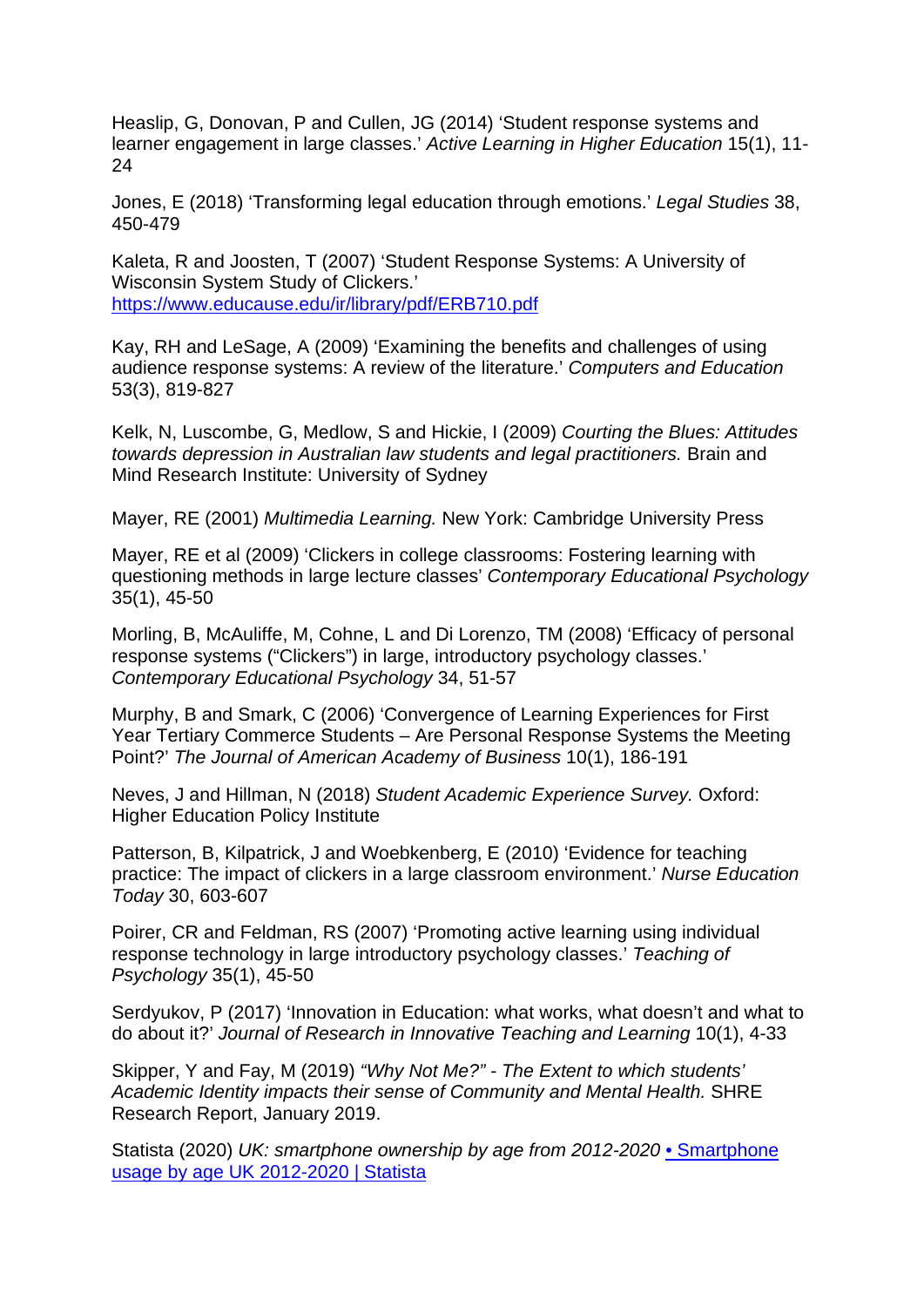Heaslip, G, Donovan, P and Cullen, JG (2014) ‘Student response systems and learner engagement in large classes.’ *Active Learning in Higher Education* 15(1), 11-24

Jones, E (2018) ‘Transforming legal education through emotions.’ *Legal Studies* 38, 450-479

Kaleta, R and Joosten, T (2007) ‘Student Response Systems: A University of Wisconsin System Study of Clickers.’ [https://www.educause.edu/ir/library/pdf/ERB710.pdf](https://www.educause.edu/ir/library/pdf/ERB710.pdf)

Kay, RH and LeSage, A (2009) ‘Examining the benefits and challenges of using audience response systems: A review of the literature.’ *Computers and Education* 53(3), 819-827

Kelk, N, Luscombe, G, Medlow, S and Hickie, I (2009) *Courting the Blues: Attitudes towards depression in Australian law students and legal practitioners.* Brain and Mind Research Institute: University of Sydney

Mayer, RE (2001) *Multimedia Learning.* New York: Cambridge University Press

Mayer, RE et al (2009) ‘Clickers in college classrooms: Fostering learning with questioning methods in large lecture classes’ *Contemporary Educational Psychology* 35(1), 45-50

Morling, B, McAuliffe, M, Cohne, L and Di Lorenzo, TM (2008) ‘Efficacy of personal response systems (“Clickers”) in large, introductory psychology classes.’ *Contemporary Educational Psychology* 34, 51-57

Murphy, B and Smark, C (2006) ‘Convergence of Learning Experiences for First Year Tertiary Commerce Students – Are Personal Response Systems the Meeting Point?’ *The Journal of American Academy of Business* 10(1), 186-191

Neves, J and Hillman, N (2018) *Student Academic Experience Survey.* Oxford: Higher Education Policy Institute

Patterson, B, Kilpatrick, J and Woebkenberg, E (2010) ‘Evidence for teaching practice: The impact of clickers in a large classroom environment.’ *Nurse Education Today* 30, 603-607

Poirer, CR and Feldman, RS (2007) ‘Promoting active learning using individual response technology in large introductory psychology classes.’ *Teaching of Psychology* 35(1), 45-50

Serdyukov, P (2017) ‘Innovation in Education: what works, what doesn’t and what to do about it?’ *Journal of Research in Innovative Teaching and Learning* 10(1), 4-33

Skipper, Y and Fay, M (2019) *“Why Not Me?” - The Extent to which students’ Academic Identity impacts their sense of Community and Mental Health.* SHRE Research Report, January 2019.

Statista (2020) *UK: smartphone ownership by age from 2012-2020* • Smartphone usage by age UK 2012-2020 | Statista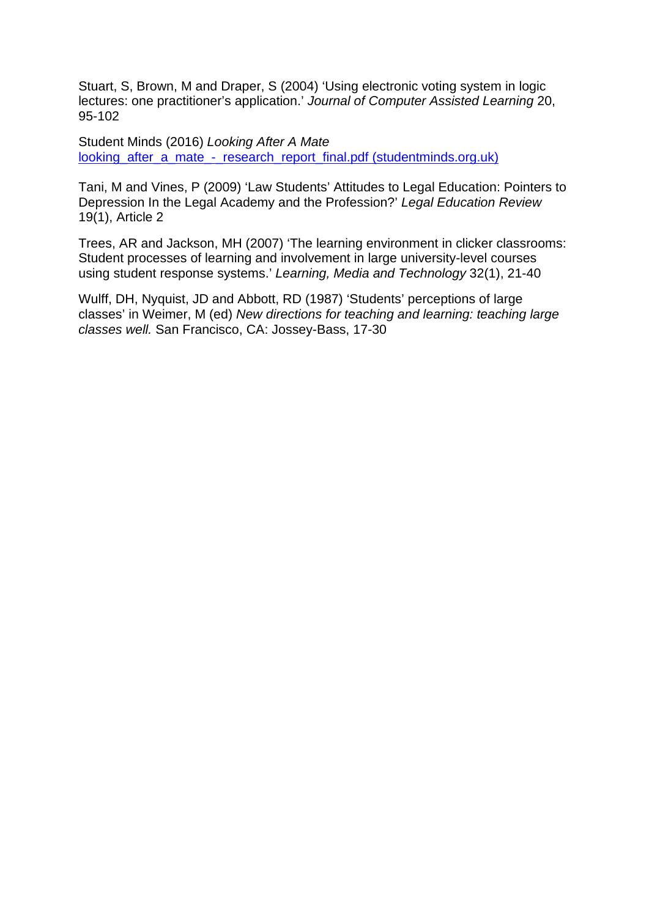Stuart, S, Brown, M and Draper, S (2004) 'Using electronic voting system in logic lectures: one practitioner's application.' *Journal of Computer Assisted Learning* 20, 95-102

Student Minds (2016) *Looking After A Mate* [looking_after_a_mate_-_research_report_final.pdf (studentminds.org.uk)]

Tani, M and Vines, P (2009) 'Law Students' Attitudes to Legal Education: Pointers to Depression In the Legal Academy and the Profession?' *Legal Education Review* 19(1), Article 2

Trees, AR and Jackson, MH (2007) 'The learning environment in clicker classrooms: Student processes of learning and involvement in large university-level courses using student response systems.' *Learning, Media and Technology* 32(1), 21-40

Wulff, DH, Nyquist, JD and Abbott, RD (1987) 'Students' perceptions of large classes' in Weimer, M (ed) *New directions for teaching and learning: teaching large classes well.* San Francisco, CA: Jossey-Bass, 17-30